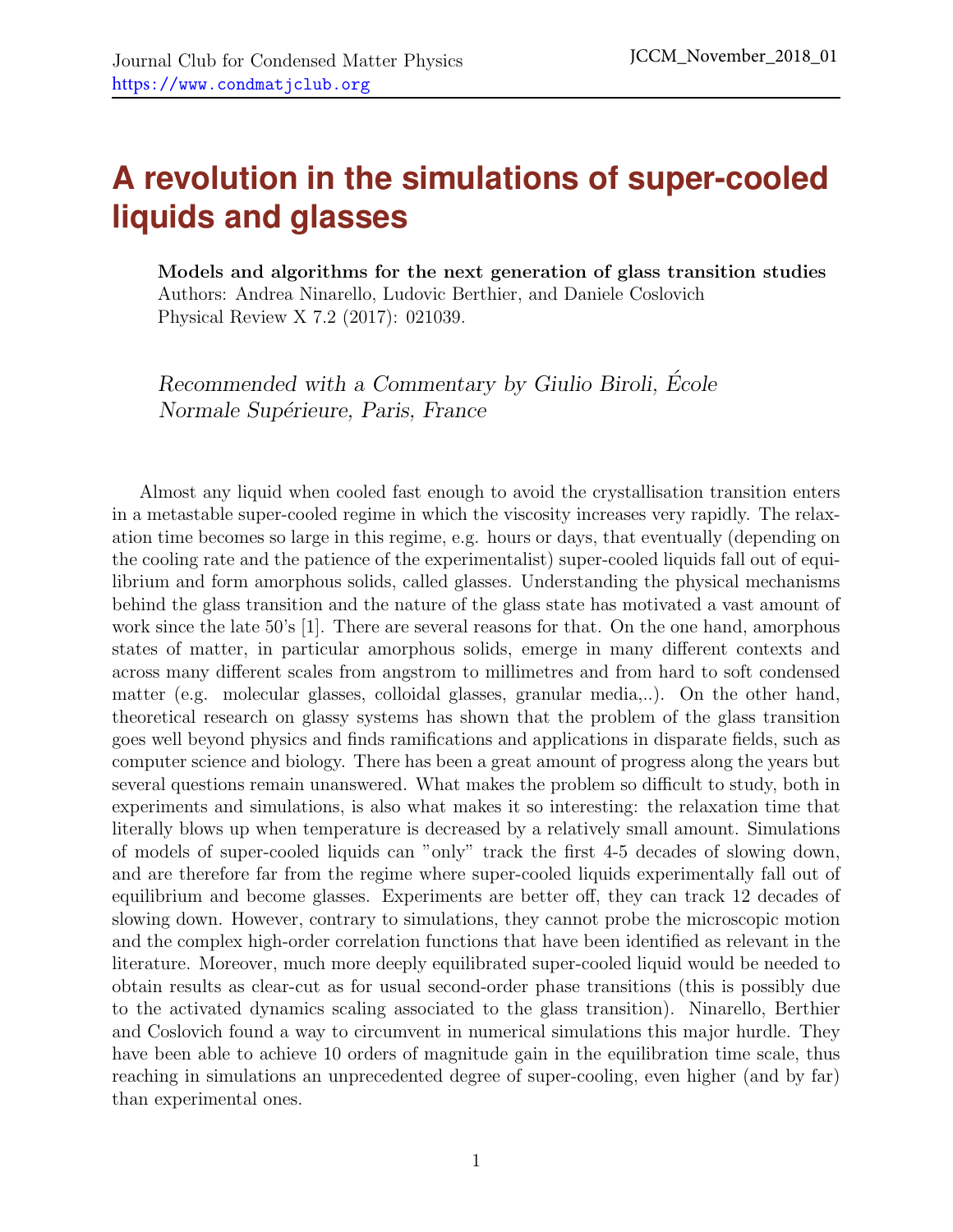# A revolution in the simulations of super-cooled liquids and glasses

**Models and algorithms for the next generation of glass transition studies**
Authors: Andrea Ninarello, Ludovic Berthier, and Daniele Coslovich
Physical Review X 7.2 (2017): 021039.

*Recommended with a Commentary by Giulio Biroli, École Normale Supérieure, Paris, France*

Almost any liquid when cooled fast enough to avoid the crystallisation transition enters in a metastable super-cooled regime in which the viscosity increases very rapidly. The relaxation time becomes so large in this regime, e.g. hours or days, that eventually (depending on the cooling rate and the patience of the experimentalist) super-cooled liquids fall out of equilibrium and form amorphous solids, called glasses. Understanding the physical mechanisms behind the glass transition and the nature of the glass state has motivated a vast amount of work since the late 50's [1]. There are several reasons for that. On the one hand, amorphous states of matter, in particular amorphous solids, emerge in many different contexts and across many different scales from angstrom to millimetres and from hard to soft condensed matter (e.g. molecular glasses, colloidal glasses, granular media,..). On the other hand, theoretical research on glassy systems has shown that the problem of the glass transition goes well beyond physics and finds ramifications and applications in disparate fields, such as computer science and biology. There has been a great amount of progress along the years but several questions remain unanswered. What makes the problem so difficult to study, both in experiments and simulations, is also what makes it so interesting: the relaxation time that literally blows up when temperature is decreased by a relatively small amount. Simulations of models of super-cooled liquids can "only" track the first 4-5 decades of slowing down, and are therefore far from the regime where super-cooled liquids experimentally fall out of equilibrium and become glasses. Experiments are better off, they can track 12 decades of slowing down. However, contrary to simulations, they cannot probe the microscopic motion and the complex high-order correlation functions that have been identified as relevant in the literature. Moreover, much more deeply equilibrated super-cooled liquid would be needed to obtain results as clear-cut as for usual second-order phase transitions (this is possibly due to the activated dynamics scaling associated to the glass transition). Ninarello, Berthier and Coslovich found a way to circumvent in numerical simulations this major hurdle. They have been able to achieve 10 orders of magnitude gain in the equilibration time scale, thus reaching in simulations an unprecedented degree of super-cooling, even higher (and by far) than experimental ones.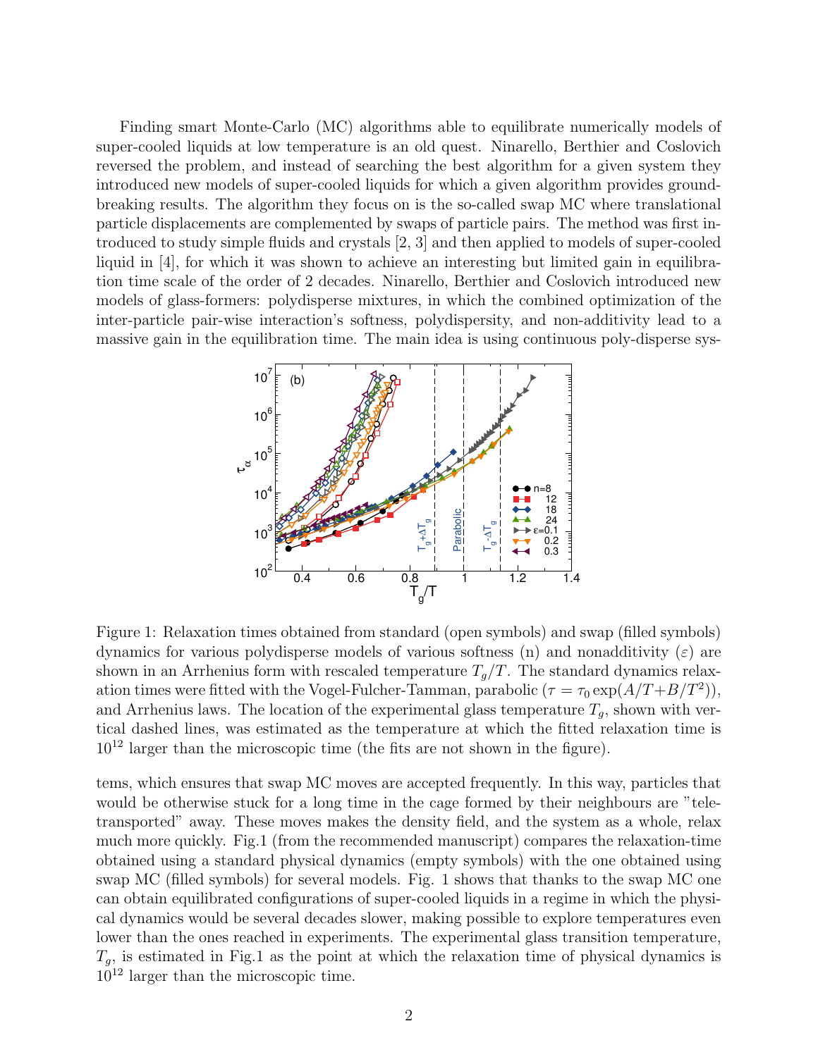Finding smart Monte-Carlo (MC) algorithms able to equilibrate numerically models of super-cooled liquids at low temperature is an old quest. Ninarello, Berthier and Coslovich reversed the problem, and instead of searching the best algorithm for a given system they introduced new models of super-cooled liquids for which a given algorithm provides ground-breaking results. The algorithm they focus on is the so-called swap MC where translational particle displacements are complemented by swaps of particle pairs. The method was first introduced to study simple fluids and crystals [2, 3] and then applied to models of super-cooled liquid in [4], for which it was shown to achieve an interesting but limited gain in equilibration time scale of the order of 2 decades. Ninarello, Berthier and Coslovich introduced new models of glass-formers: polydisperse mixtures, in which the combined optimization of the inter-particle pair-wise interaction's softness, polydispersity, and non-additivity lead to a massive gain in the equilibration time. The main idea is using continuous poly-disperse systems, which ensures that swap MC moves are accepted frequently. In this way, particles that would be otherwise stuck for a long time in the cage formed by their neighbours are "teletransported" away. These moves makes the density field, and the system as a whole, relax much more quickly. Fig.1 (from the recommended manuscript) compares the relaxation-time obtained using a standard physical dynamics (empty symbols) with the one obtained using swap MC (filled symbols) for several models. Fig. 1 shows that thanks to the swap MC one can obtain equilibrated configurations of super-cooled liquids in a regime in which the physical dynamics would be several decades slower, making possible to explore temperatures even lower than the ones reached in experiments. The experimental glass transition temperature, $T_g$, is estimated in Fig.1 as the point at which the relaxation time of physical dynamics is $10^{12}$ larger than the microscopic time.

Figure 1: Relaxation times obtained from standard (open symbols) and swap (filled symbols) dynamics for various polydisperse models of various softness (n) and nonadditivity ($\varepsilon$) are shown in an Arrhenius form with rescaled temperature $T_g/T$. The standard dynamics relaxation times were fitted with the Vogel-Fulcher-Tamman, parabolic ($\tau = \tau_0 \exp(A/T + B/T^2)$), and Arrhenius laws. The location of the experimental glass temperature $T_g$, shown with vertical dashed lines, was estimated as the temperature at which the fitted relaxation time is $10^{12}$ larger than the microscopic time (the fits are not shown in the figure).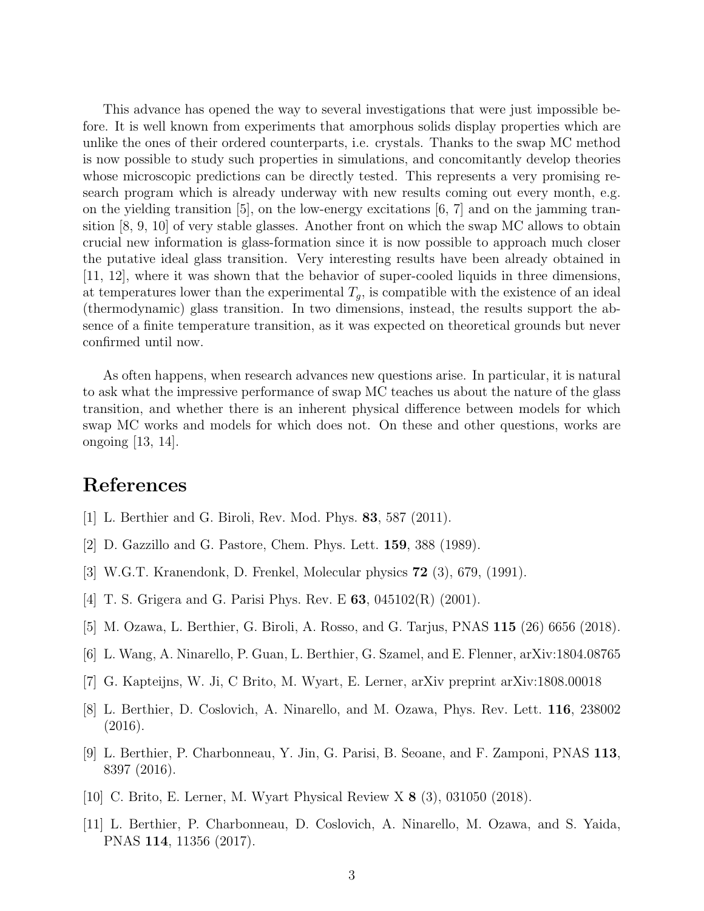This advance has opened the way to several investigations that were just impossible before. It is well known from experiments that amorphous solids display properties which are unlike the ones of their ordered counterparts, i.e. crystals. Thanks to the swap MC method is now possible to study such properties in simulations, and concomitantly develop theories whose microscopic predictions can be directly tested. This represents a very promising research program which is already underway with new results coming out every month, e.g. on the yielding transition [5], on the low-energy excitations [6, 7] and on the jamming transition [8, 9, 10] of very stable glasses. Another front on which the swap MC allows to obtain crucial new information is glass-formation since it is now possible to approach much closer the putative ideal glass transition. Very interesting results have been already obtained in [11, 12], where it was shown that the behavior of super-cooled liquids in three dimensions, at temperatures lower than the experimental $T_g$, is compatible with the existence of an ideal (thermodynamic) glass transition. In two dimensions, instead, the results support the absence of a finite temperature transition, as it was expected on theoretical grounds but never confirmed until now.

As often happens, when research advances new questions arise. In particular, it is natural to ask what the impressive performance of swap MC teaches us about the nature of the glass transition, and whether there is an inherent physical difference between models for which swap MC works and models for which does not. On these and other questions, works are ongoing [13, 14].

## References

[1] L. Berthier and G. Biroli, Rev. Mod. Phys. **83**, 587 (2011).

[2] D. Gazzillo and G. Pastore, Chem. Phys. Lett. **159**, 388 (1989).

[3] W.G.T. Kranendonk, D. Frenkel, Molecular physics **72** (3), 679, (1991).

[4] T. S. Grigera and G. Parisi Phys. Rev. E **63**, 045102(R) (2001).

[5] M. Ozawa, L. Berthier, G. Biroli, A. Rosso, and G. Tarjus, PNAS **115** (26) 6656 (2018).

[6] L. Wang, A. Ninarello, P. Guan, L. Berthier, G. Szamel, and E. Flenner, arXiv:1804.08765

[7] G. Kapteijns, W. Ji, C Brito, M. Wyart, E. Lerner, arXiv preprint arXiv:1808.00018

[8] L. Berthier, D. Coslovich, A. Ninarello, and M. Ozawa, Phys. Rev. Lett. **116**, 238002 (2016).

[9] L. Berthier, P. Charbonneau, Y. Jin, G. Parisi, B. Seoane, and F. Zamponi, PNAS **113**, 8397 (2016).

[10] C. Brito, E. Lerner, M. Wyart Physical Review X **8** (3), 031050 (2018).

[11] L. Berthier, P. Charbonneau, D. Coslovich, A. Ninarello, M. Ozawa, and S. Yaida, PNAS **114**, 11356 (2017).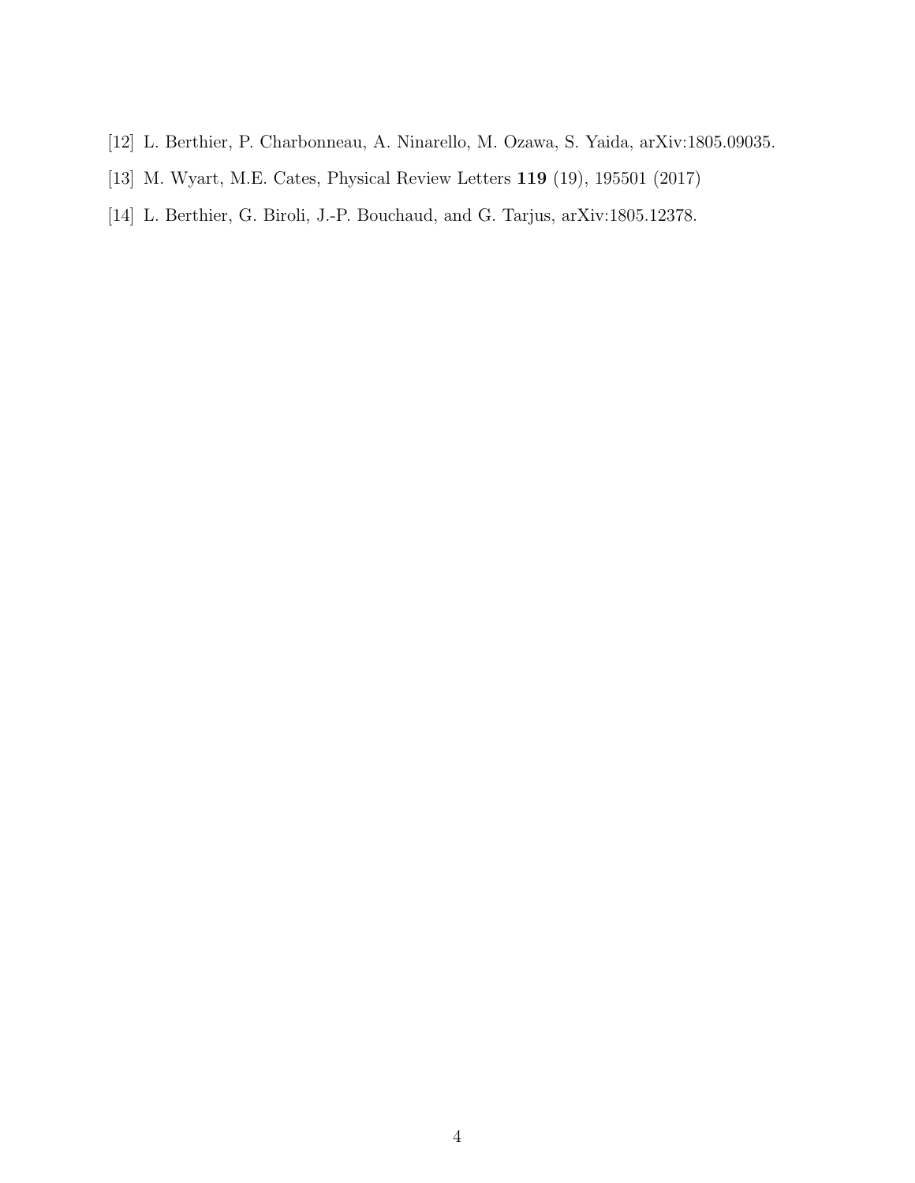[12] L. Berthier, P. Charbonneau, A. Ninarello, M. Ozawa, S. Yaida, arXiv:1805.09035.

[13] M. Wyart, M.E. Cates, Physical Review Letters **119** (19), 195501 (2017)

[14] L. Berthier, G. Biroli, J.-P. Bouchaud, and G. Tarjus, arXiv:1805.12378.